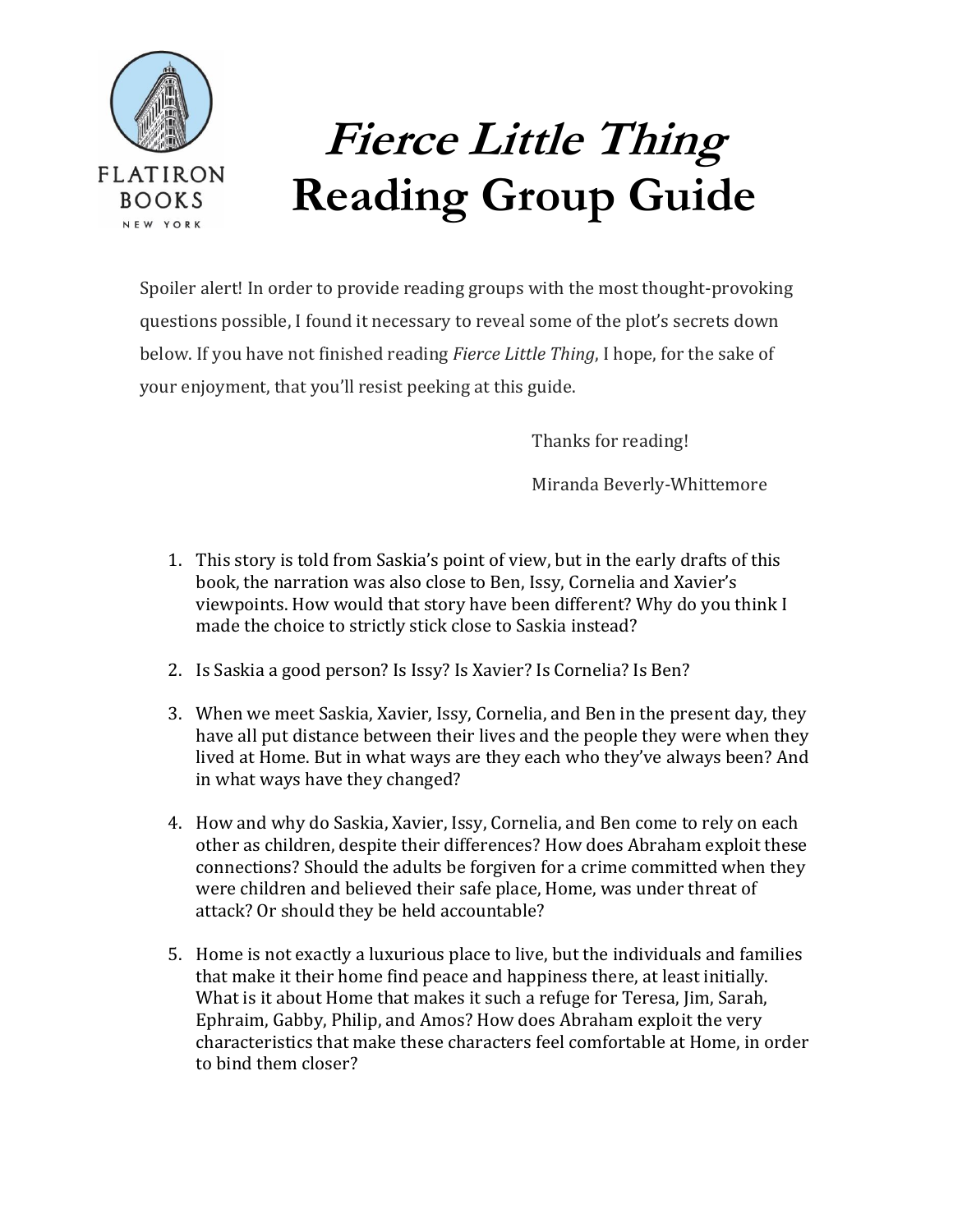FLATIRON BOOKS NEW YORK

# *Fierce Little Thing* Reading Group Guide

Spoiler alert! In order to provide reading groups with the most thought-provoking questions possible, I found it necessary to reveal some of the plot's secrets down below. If you have not finished reading *Fierce Little Thing*, I hope, for the sake of your enjoyment, that you'll resist peeking at this guide.

Thanks for reading!

Miranda Beverly-Whittemore

1. This story is told from Saskia's point of view, but in the early drafts of this book, the narration was also close to Ben, Issy, Cornelia and Xavier's viewpoints. How would that story have been different? Why do you think I made the choice to strictly stick close to Saskia instead?

2. Is Saskia a good person? Is Issy? Is Xavier? Is Cornelia? Is Ben?

3. When we meet Saskia, Xavier, Issy, Cornelia, and Ben in the present day, they have all put distance between their lives and the people they were when they lived at Home. But in what ways are they each who they've always been? And in what ways have they changed?

4. How and why do Saskia, Xavier, Issy, Cornelia, and Ben come to rely on each other as children, despite their differences? How does Abraham exploit these connections? Should the adults be forgiven for a crime committed when they were children and believed their safe place, Home, was under threat of attack? Or should they be held accountable?

5. Home is not exactly a luxurious place to live, but the individuals and families that make it their home find peace and happiness there, at least initially. What is it about Home that makes it such a refuge for Teresa, Jim, Sarah, Ephraim, Gabby, Philip, and Amos? How does Abraham exploit the very characteristics that make these characters feel comfortable at Home, in order to bind them closer?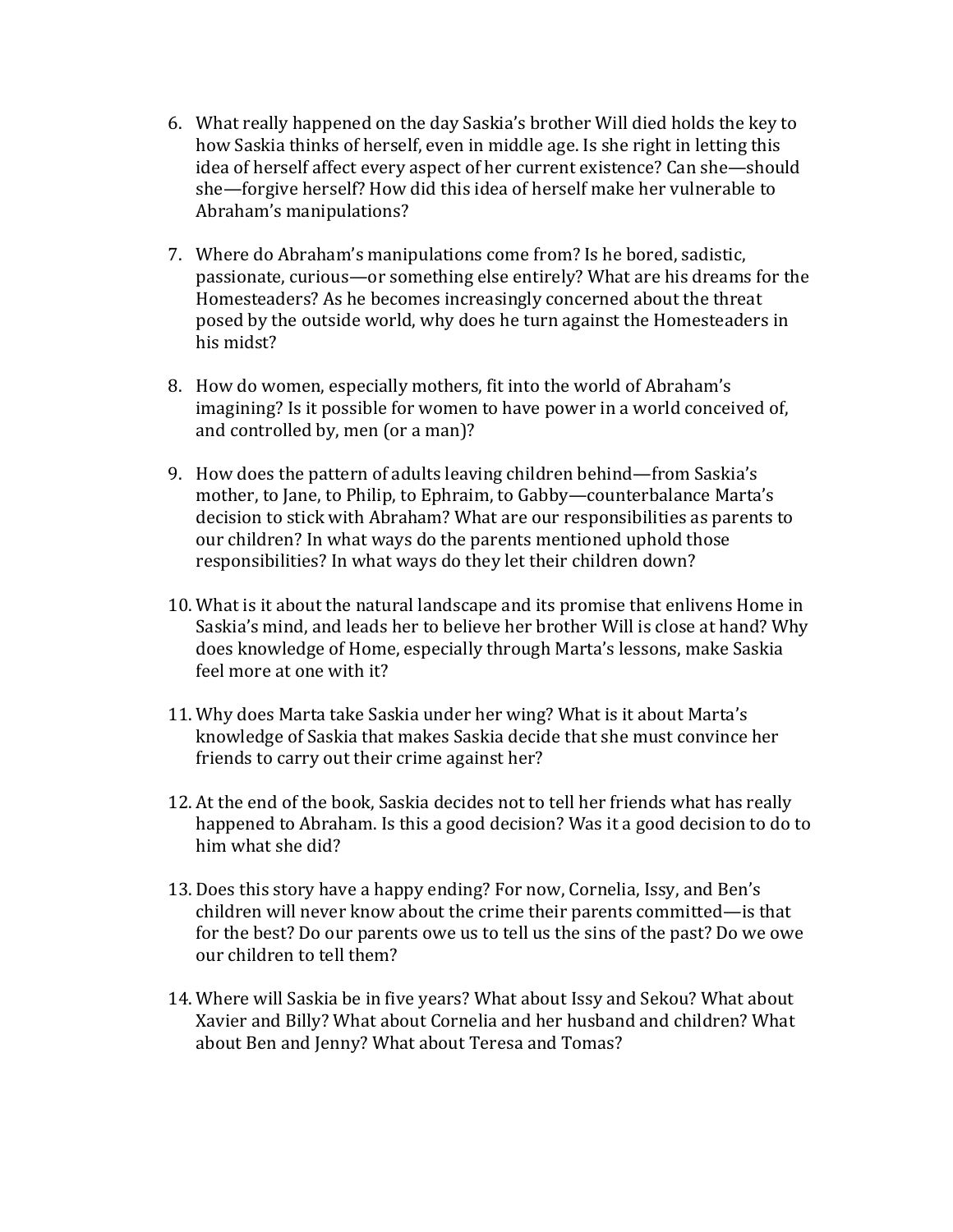6. What really happened on the day Saskia's brother Will died holds the key to how Saskia thinks of herself, even in middle age. Is she right in letting this idea of herself affect every aspect of her current existence? Can she—should she—forgive herself? How did this idea of herself make her vulnerable to Abraham's manipulations?

7. Where do Abraham's manipulations come from? Is he bored, sadistic, passionate, curious—or something else entirely? What are his dreams for the Homesteaders? As he becomes increasingly concerned about the threat posed by the outside world, why does he turn against the Homesteaders in his midst?

8. How do women, especially mothers, fit into the world of Abraham's imagining? Is it possible for women to have power in a world conceived of, and controlled by, men (or a man)?

9. How does the pattern of adults leaving children behind—from Saskia's mother, to Jane, to Philip, to Ephraim, to Gabby—counterbalance Marta's decision to stick with Abraham? What are our responsibilities as parents to our children? In what ways do the parents mentioned uphold those responsibilities? In what ways do they let their children down?

10. What is it about the natural landscape and its promise that enlivens Home in Saskia's mind, and leads her to believe her brother Will is close at hand? Why does knowledge of Home, especially through Marta's lessons, make Saskia feel more at one with it?

11. Why does Marta take Saskia under her wing? What is it about Marta's knowledge of Saskia that makes Saskia decide that she must convince her friends to carry out their crime against her?

12. At the end of the book, Saskia decides not to tell her friends what has really happened to Abraham. Is this a good decision? Was it a good decision to do to him what she did?

13. Does this story have a happy ending? For now, Cornelia, Issy, and Ben's children will never know about the crime their parents committed—is that for the best? Do our parents owe us to tell us the sins of the past? Do we owe our children to tell them?

14. Where will Saskia be in five years? What about Issy and Sekou? What about Xavier and Billy? What about Cornelia and her husband and children? What about Ben and Jenny? What about Teresa and Tomas?